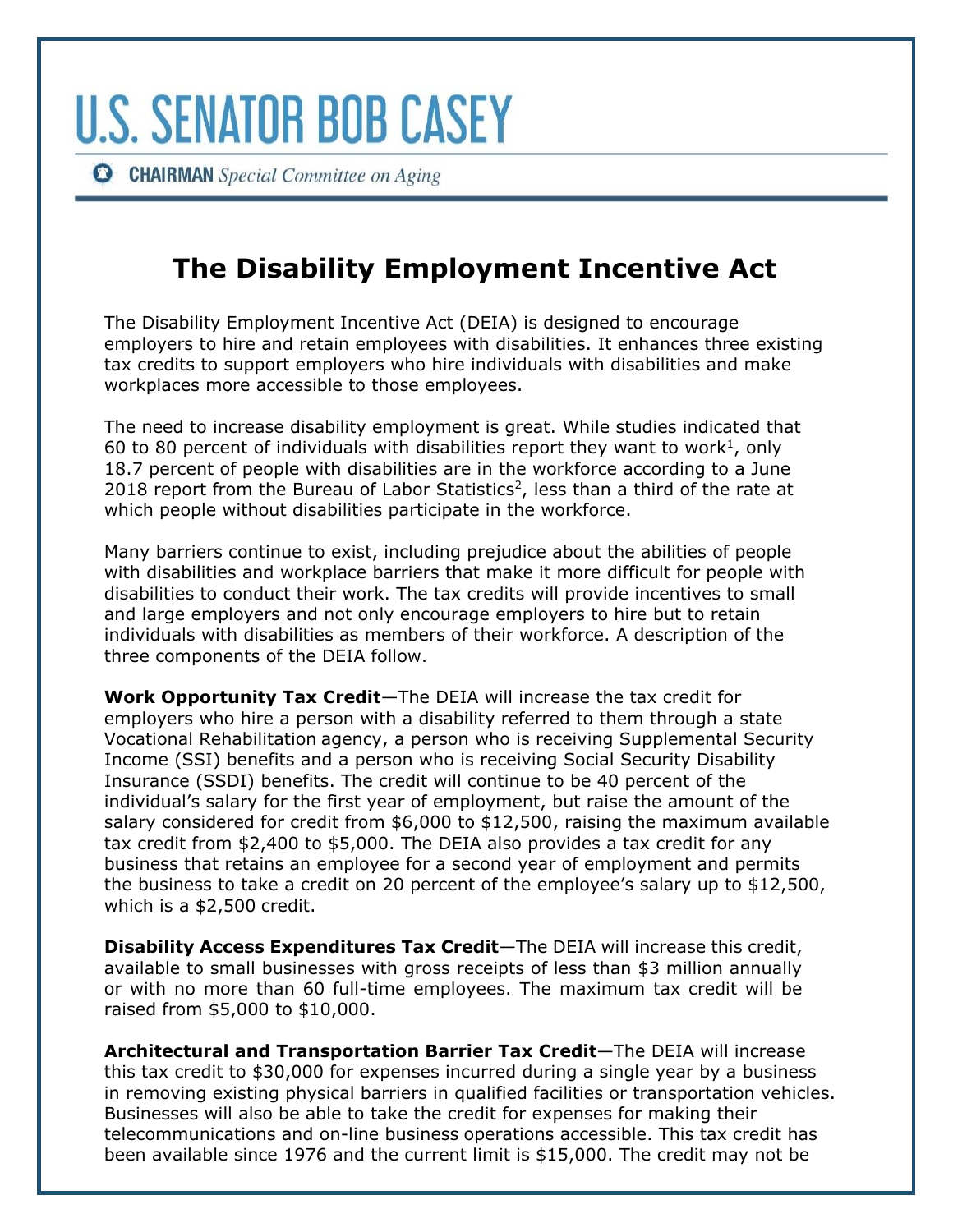# U.S. SENATOR BOB CASEY

**CHAIRMAN** *Special Committee on Aging*

## The Disability Employment Incentive Act

The Disability Employment Incentive Act (DEIA) is designed to encourage employers to hire and retain employees with disabilities. It enhances three existing tax credits to support employers who hire individuals with disabilities and make workplaces more accessible to those employees.

The need to increase disability employment is great. While studies indicated that 60 to 80 percent of individuals with disabilities report they want to work[1], only 18.7 percent of people with disabilities are in the workforce according to a June 2018 report from the Bureau of Labor Statistics[2], less than a third of the rate at which people without disabilities participate in the workforce.

Many barriers continue to exist, including prejudice about the abilities of people with disabilities and workplace barriers that make it more difficult for people with disabilities to conduct their work. The tax credits will provide incentives to small and large employers and not only encourage employers to hire but to retain individuals with disabilities as members of their workforce. A description of the three components of the DEIA follow.

**Work Opportunity Tax Credit**—The DEIA will increase the tax credit for employers who hire a person with a disability referred to them through a state Vocational Rehabilitation agency, a person who is receiving Supplemental Security Income (SSI) benefits and a person who is receiving Social Security Disability Insurance (SSDI) benefits. The credit will continue to be 40 percent of the individual's salary for the first year of employment, but raise the amount of the salary considered for credit from $6,000 to $12,500, raising the maximum available tax credit from $2,400 to $5,000. The DEIA also provides a tax credit for any business that retains an employee for a second year of employment and permits the business to take a credit on 20 percent of the employee's salary up to $12,500, which is a $2,500 credit.

**Disability Access Expenditures Tax Credit**—The DEIA will increase this credit, available to small businesses with gross receipts of less than $3 million annually or with no more than 60 full-time employees. The maximum tax credit will be raised from $5,000 to $10,000.

**Architectural and Transportation Barrier Tax Credit**—The DEIA will increase this tax credit to $30,000 for expenses incurred during a single year by a business in removing existing physical barriers in qualified facilities or transportation vehicles. Businesses will also be able to take the credit for expenses for making their telecommunications and on-line business operations accessible. This tax credit has been available since 1976 and the current limit is $15,000. The credit may not be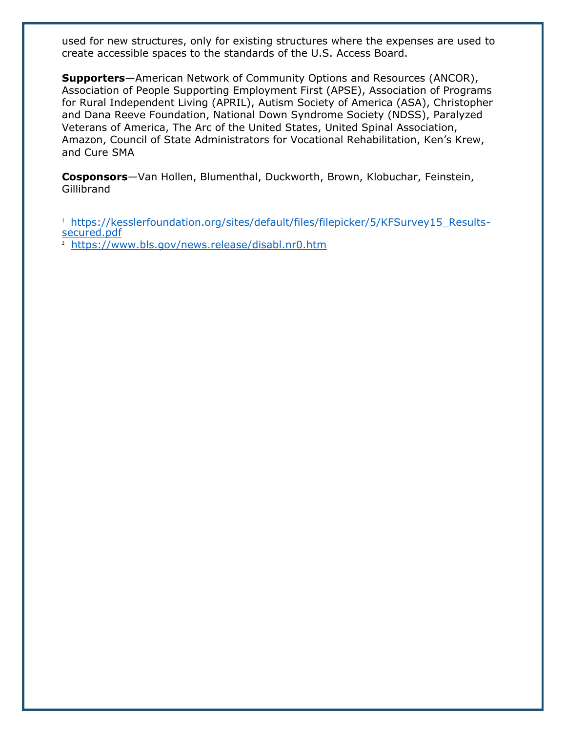used for new structures, only for existing structures where the expenses are used to create accessible spaces to the standards of the U.S. Access Board.

**Supporters**—American Network of Community Options and Resources (ANCOR), Association of People Supporting Employment First (APSE), Association of Programs for Rural Independent Living (APRIL), Autism Society of America (ASA), Christopher and Dana Reeve Foundation, National Down Syndrome Society (NDSS), Paralyzed Veterans of America, The Arc of the United States, United Spinal Association, Amazon, Council of State Administrators for Vocational Rehabilitation, Ken's Krew, and Cure SMA

**Cosponsors**—Van Hollen, Blumenthal, Duckworth, Brown, Klobuchar, Feinstein, Gillibrand

---

[1] https://kesslerfoundation.org/sites/default/files/filepicker/5/KFSurvey15_Results-secured.pdf

[2] https://www.bls.gov/news.release/disabl.nr0.htm